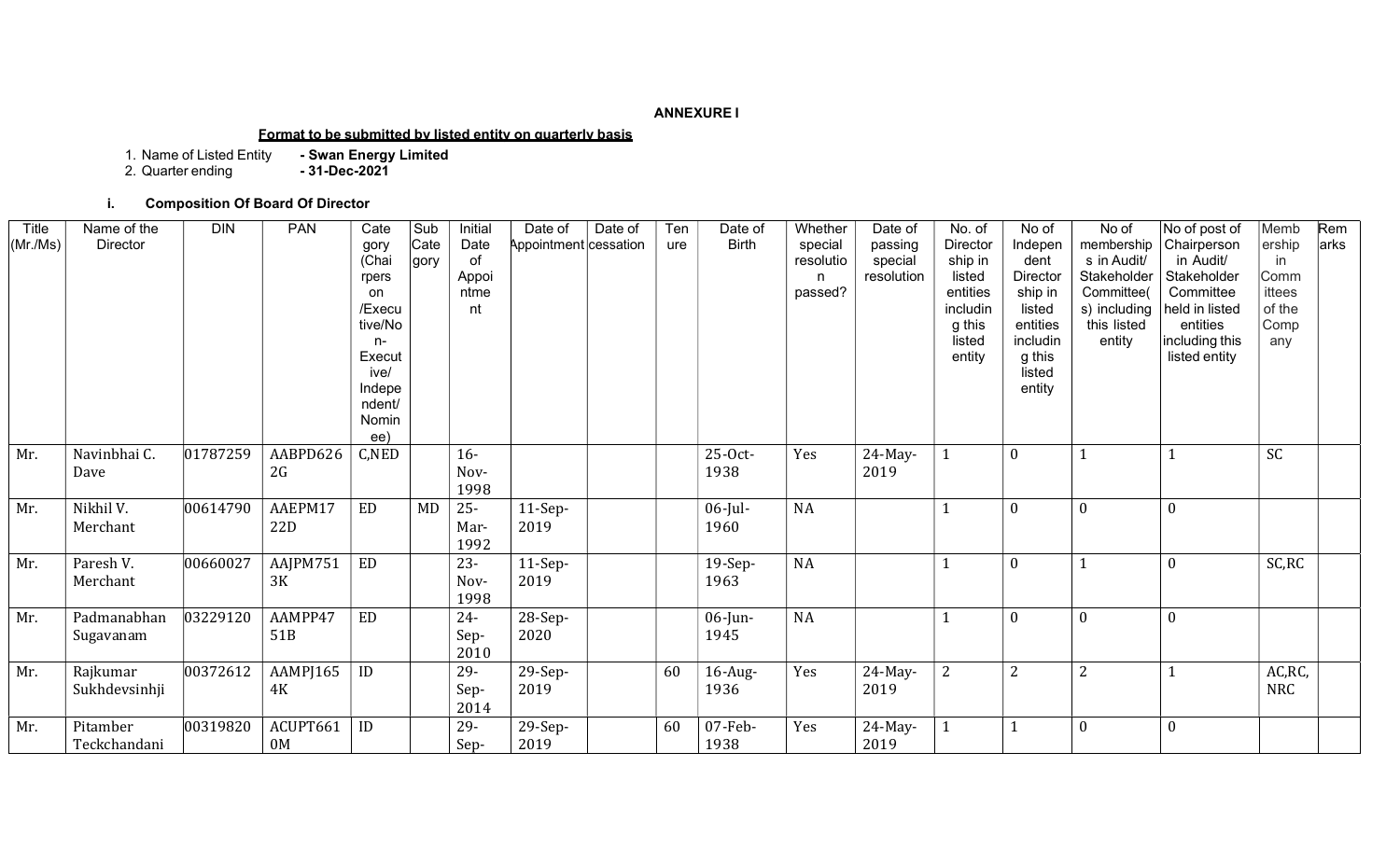**ANNEXURE I**

**Format to be submitted by listed entity on quarterly basis**

1. Name of Listed Entity **- Swan Energy Limited**
2. Quarter ending **- 31-Dec-2021**

### i. Composition Of Board Of Director

| Title (Mr./Ms) | Name of the Director | DIN | PAN | Category (Chairperson /Executive/Non-Executive/ Independent/ Nominee) | Sub Category | Initial Date of Appointment | Date of Appointment | Date of cessation | Tenure | Date of Birth | Whether special resolution passed? | Date of passing special resolution | No. of Directorship in listed entities including this listed entity | No of Independent Directorship in listed entities including this listed entity | No of memberships in Audit/ Stakeholder Committee(s) including this listed entity | No of post of Chairperson in Audit/ Stakeholder Committee held in listed entities including this listed entity | Membership in Committees of the Company | Remarks |
|---|---|---|---|---|---|---|---|---|---|---|---|---|---|---|---|---|---|---|
| Mr. | Navinbhai C. Dave | 01787259 | AABPD6262G | C,NED | | 16-Nov-1998 | | | | 25-Oct-1938 | Yes | 24-May-2019 | 1 | 0 | 1 | 1 | SC | |
| Mr. | Nikhil V. Merchant | 00614790 | AAEPM1722D | ED | MD | 25-Mar-1992 | 11-Sep-2019 | | | 06-Jul-1960 | NA | | 1 | 0 | 0 | 0 | | |
| Mr. | Paresh V. Merchant | 00660027 | AAJPM7513K | ED | | 23-Nov-1998 | 11-Sep-2019 | | | 19-Sep-1963 | NA | | 1 | 0 | 1 | 0 | SC,RC | |
| Mr. | Padmanabhan Sugavanam | 03229120 | AAMPP4751B | ED | | 24-Sep-2010 | 28-Sep-2020 | | | 06-Jun-1945 | NA | | 1 | 0 | 0 | 0 | | |
| Mr. | Rajkumar Sukhdevsinhji | 00372612 | AAMPJ1654K | ID | | 29-Sep-2014 | 29-Sep-2019 | | 60 | 16-Aug-1936 | Yes | 24-May-2019 | 2 | 2 | 2 | 1 | AC,RC, NRC | |
| Mr. | Pitamber Teckchandani | 00319820 | ACUPT6610M | ID | | 29-Sep- | 29-Sep-2019 | | 60 | 07-Feb-1938 | Yes | 24-May-2019 | 1 | 1 | 0 | 0 | | |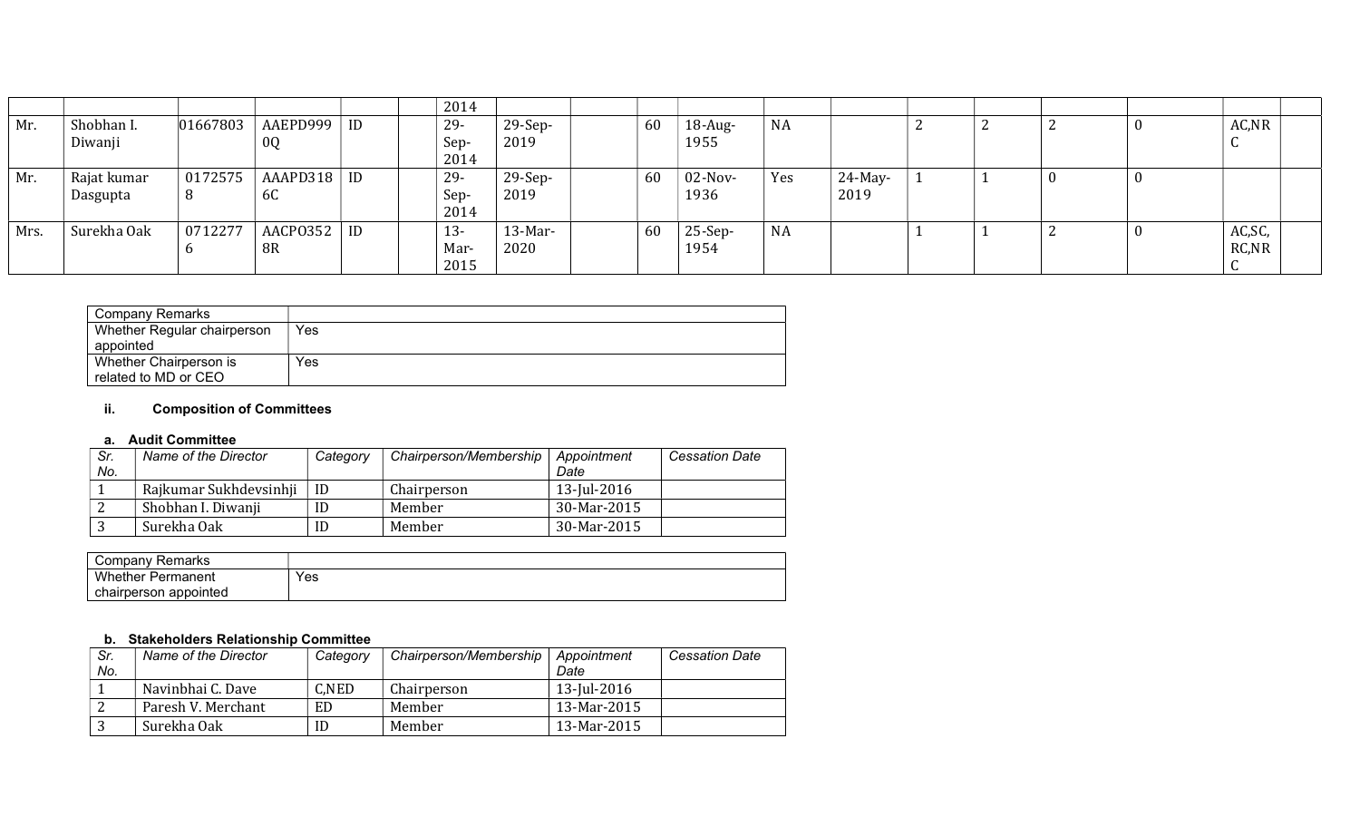| | | | | | | | | | | | | | | | | | | |
|---|---|---|---|---|---|---|---|---|---|---|---|---|---|---|---|---|---|---|
| | | | | | | 2014 | | | | | | | | | | | | |
| Mr. | Shobhan I. Diwanji | 01667803 | AAEPD9990Q | ID | | 29-Sep-2014 | 29-Sep-2019 | | 60 | 18-Aug-1955 | NA | | 2 | 2 | 2 | 0 | AC,NRC | |
| Mr. | Rajat kumar Dasgupta | 01725758 | AAAPD3186C | ID | | 29-Sep-2014 | 29-Sep-2019 | | 60 | 02-Nov-1936 | Yes | 24-May-2019 | 1 | 1 | 0 | 0 | | |
| Mrs. | Surekha Oak | 07122776 | AACPO3528R | ID | | 13-Mar-2015 | 13-Mar-2020 | | 60 | 25-Sep-1954 | NA | | 1 | 1 | 2 | 0 | AC,SC,RC,NRC | |

| Company Remarks | |
|---|---|
| Whether Regular chairperson appointed | Yes |
| Whether Chairperson is related to MD or CEO | Yes |

#### ii. Composition of Committees

##### a. Audit Committee

| Sr. No. | Name of the Director | Category | Chairperson/Membership | Appointment Date | Cessation Date |
|---|---|---|---|---|---|
| 1 | Rajkumar Sukhdevsinhji | ID | Chairperson | 13-Jul-2016 | |
| 2 | Shobhan I. Diwanji | ID | Member | 30-Mar-2015 | |
| 3 | Surekha Oak | ID | Member | 30-Mar-2015 | |

| Company Remarks | |
|---|---|
| Whether Permanent chairperson appointed | Yes |

##### b. Stakeholders Relationship Committee

| Sr. No. | Name of the Director | Category | Chairperson/Membership | Appointment Date | Cessation Date |
|---|---|---|---|---|---|
| 1 | Navinbhai C. Dave | C,NED | Chairperson | 13-Jul-2016 | |
| 2 | Paresh V. Merchant | ED | Member | 13-Mar-2015 | |
| 3 | Surekha Oak | ID | Member | 13-Mar-2015 | |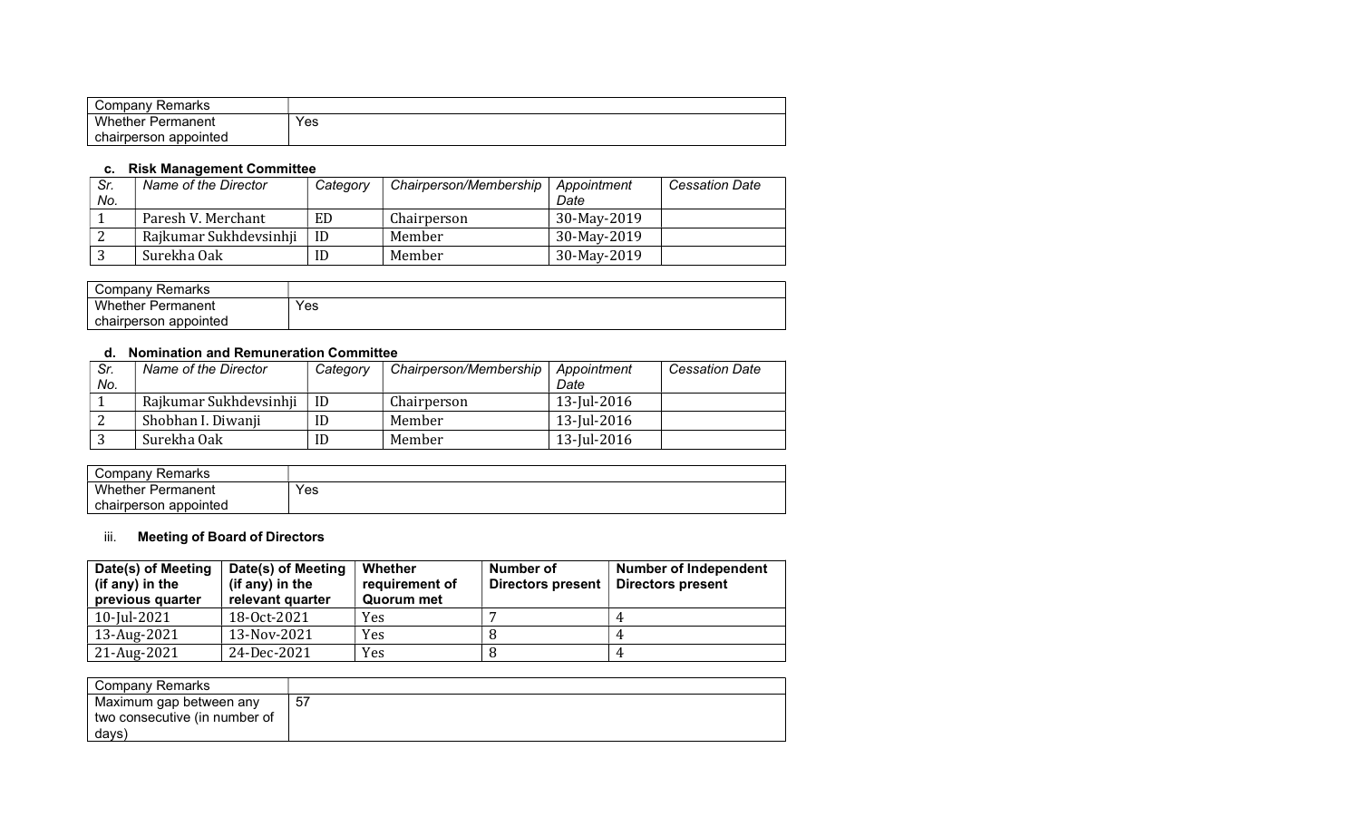| Company Remarks | |
|---|---|
| Whether Permanent chairperson appointed | Yes |

### c. Risk Management Committee

| Sr. No. | Name of the Director | Category | Chairperson/Membership | Appointment Date | Cessation Date |
|---|---|---|---|---|---|
| 1 | Paresh V. Merchant | ED | Chairperson | 30-May-2019 | |
| 2 | Rajkumar Sukhdevsinhji | ID | Member | 30-May-2019 | |
| 3 | Surekha Oak | ID | Member | 30-May-2019 | |

| Company Remarks | |
|---|---|
| Whether Permanent chairperson appointed | Yes |

### d. Nomination and Remuneration Committee

| Sr. No. | Name of the Director | Category | Chairperson/Membership | Appointment Date | Cessation Date |
|---|---|---|---|---|---|
| 1 | Rajkumar Sukhdevsinhji | ID | Chairperson | 13-Jul-2016 | |
| 2 | Shobhan I. Diwanji | ID | Member | 13-Jul-2016 | |
| 3 | Surekha Oak | ID | Member | 13-Jul-2016 | |

| Company Remarks | |
|---|---|
| Whether Permanent chairperson appointed | Yes |

### iii. Meeting of Board of Directors

| Date(s) of Meeting (if any) in the previous quarter | Date(s) of Meeting (if any) in the relevant quarter | Whether requirement of Quorum met | Number of Directors present | Number of Independent Directors present |
|---|---|---|---|---|
| 10-Jul-2021 | 18-Oct-2021 | Yes | 7 | 4 |
| 13-Aug-2021 | 13-Nov-2021 | Yes | 8 | 4 |
| 21-Aug-2021 | 24-Dec-2021 | Yes | 8 | 4 |

| Company Remarks | |
|---|---|
| Maximum gap between any two consecutive (in number of days) | 57 |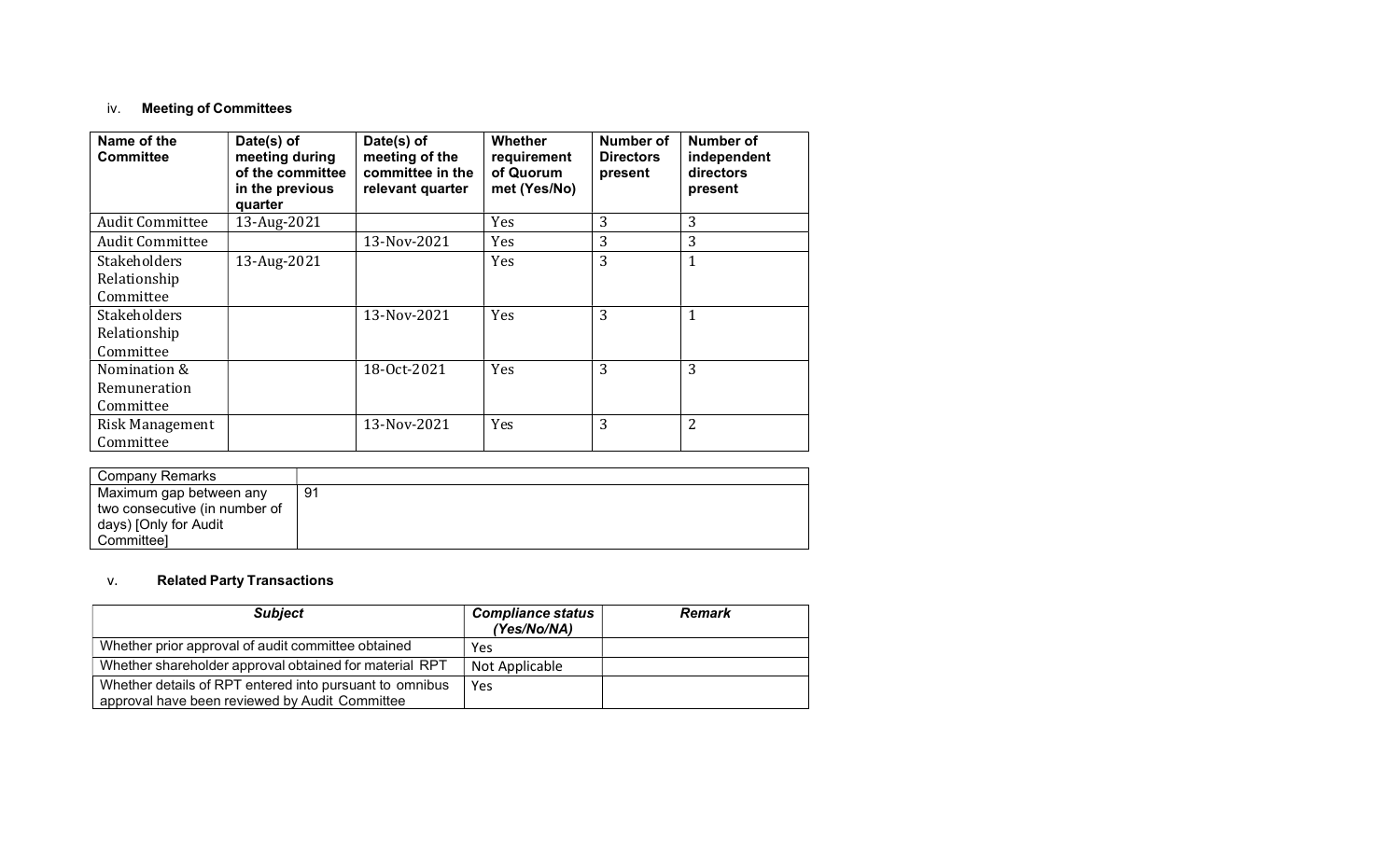iv. **Meeting of Committees**

| Name of the Committee | Date(s) of meeting during of the committee in the previous quarter | Date(s) of meeting of the committee in the relevant quarter | Whether requirement of Quorum met (Yes/No) | Number of Directors present | Number of independent directors present |
|---|---|---|---|---|---|
| Audit Committee | 13-Aug-2021 | | Yes | 3 | 3 |
| Audit Committee | | 13-Nov-2021 | Yes | 3 | 3 |
| Stakeholders Relationship Committee | 13-Aug-2021 | | Yes | 3 | 1 |
| Stakeholders Relationship Committee | | 13-Nov-2021 | Yes | 3 | 1 |
| Nomination & Remuneration Committee | | 18-Oct-2021 | Yes | 3 | 3 |
| Risk Management Committee | | 13-Nov-2021 | Yes | 3 | 2 |

| Company Remarks | |
|---|---|
| Maximum gap between any two consecutive (in number of days) [Only for Audit Committee] | 91 |

v. **Related Party Transactions**

| *Subject* | *Compliance status (Yes/No/NA)* | *Remark* |
|---|---|---|
| Whether prior approval of audit committee obtained | Yes | |
| Whether shareholder approval obtained for material RPT | Not Applicable | |
| Whether details of RPT entered into pursuant to omnibus approval have been reviewed by Audit Committee | Yes | |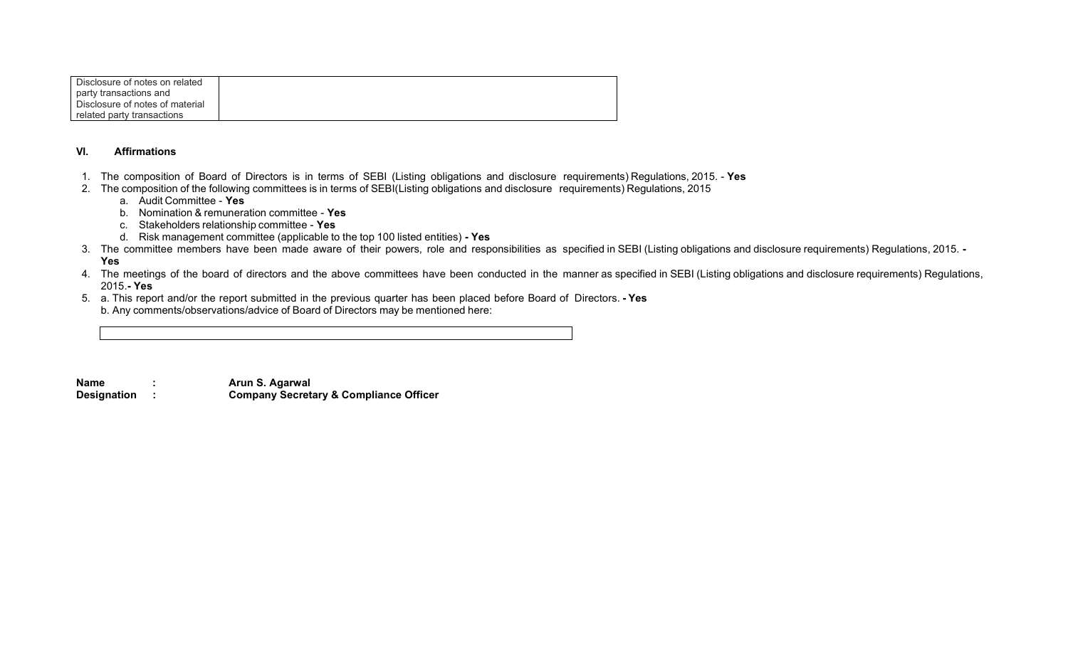| | |
|---|---|
| Disclosure of notes on related party transactions and Disclosure of notes of material related party transactions | |

### VI. Affirmations

1. The composition of Board of Directors is in terms of SEBI (Listing obligations and disclosure requirements) Regulations, 2015. - **Yes**
2. The composition of the following committees is in terms of SEBI(Listing obligations and disclosure requirements) Regulations, 2015
   a. Audit Committee - **Yes**
   b. Nomination & remuneration committee - **Yes**
   c. Stakeholders relationship committee - **Yes**
   d. Risk management committee (applicable to the top 100 listed entities) **- Yes**
3. The committee members have been made aware of their powers, role and responsibilities as specified in SEBI (Listing obligations and disclosure requirements) Regulations, 2015. **- Yes**
4. The meetings of the board of directors and the above committees have been conducted in the manner as specified in SEBI (Listing obligations and disclosure requirements) Regulations, 2015.**- Yes**
5. a. This report and/or the report submitted in the previous quarter has been placed before Board of Directors. **- Yes**
   b. Any comments/observations/advice of Board of Directors may be mentioned here:

| |
|---|
| |

**Name** : **Arun S. Agarwal**
**Designation** : **Company Secretary & Compliance Officer**